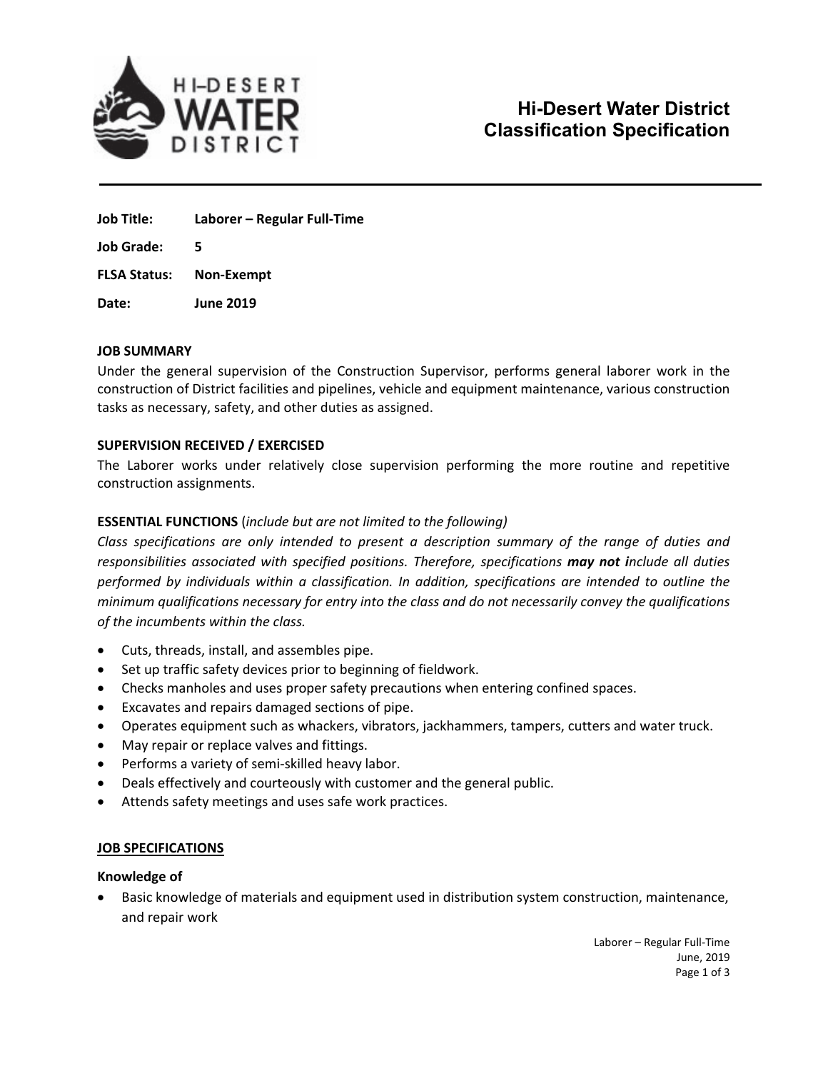# Hi-Desert Water District
# Classification Specification

**Job Title:** **Laborer – Regular Full-Time**

**Job Grade:** **5**

**FLSA Status:** **Non-Exempt**

**Date:** **June 2019**

## JOB SUMMARY

Under the general supervision of the Construction Supervisor, performs general laborer work in the construction of District facilities and pipelines, vehicle and equipment maintenance, various construction tasks as necessary, safety, and other duties as assigned.

## SUPERVISION RECEIVED / EXERCISED

The Laborer works under relatively close supervision performing the more routine and repetitive construction assignments.

## ESSENTIAL FUNCTIONS (*include but are not limited to the following)*

*Class specifications are only intended to present a description summary of the range of duties and responsibilities associated with specified positions. Therefore, specifications **may not i**nclude all duties performed by individuals within a classification. In addition, specifications are intended to outline the minimum qualifications necessary for entry into the class and do not necessarily convey the qualifications of the incumbents within the class.*

- Cuts, threads, install, and assembles pipe.
- Set up traffic safety devices prior to beginning of fieldwork.
- Checks manholes and uses proper safety precautions when entering confined spaces.
- Excavates and repairs damaged sections of pipe.
- Operates equipment such as whackers, vibrators, jackhammers, tampers, cutters and water truck.
- May repair or replace valves and fittings.
- Performs a variety of semi-skilled heavy labor.
- Deals effectively and courteously with customer and the general public.
- Attends safety meetings and uses safe work practices.

## JOB SPECIFICATIONS

### Knowledge of

- Basic knowledge of materials and equipment used in distribution system construction, maintenance, and repair work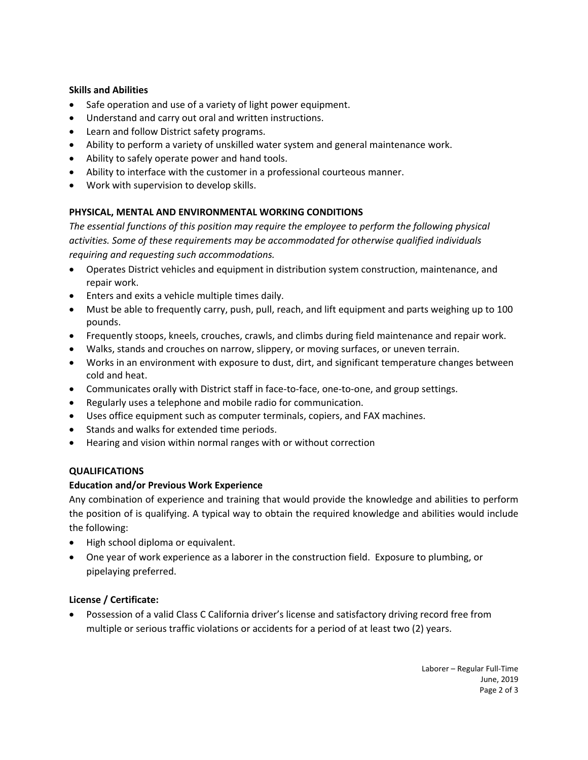**Skills and Abilities**

- Safe operation and use of a variety of light power equipment.
- Understand and carry out oral and written instructions.
- Learn and follow District safety programs.
- Ability to perform a variety of unskilled water system and general maintenance work.
- Ability to safely operate power and hand tools.
- Ability to interface with the customer in a professional courteous manner.
- Work with supervision to develop skills.

## PHYSICAL, MENTAL AND ENVIRONMENTAL WORKING CONDITIONS

*The essential functions of this position may require the employee to perform the following physical activities. Some of these requirements may be accommodated for otherwise qualified individuals requiring and requesting such accommodations.*

- Operates District vehicles and equipment in distribution system construction, maintenance, and repair work.
- Enters and exits a vehicle multiple times daily.
- Must be able to frequently carry, push, pull, reach, and lift equipment and parts weighing up to 100 pounds.
- Frequently stoops, kneels, crouches, crawls, and climbs during field maintenance and repair work.
- Walks, stands and crouches on narrow, slippery, or moving surfaces, or uneven terrain.
- Works in an environment with exposure to dust, dirt, and significant temperature changes between cold and heat.
- Communicates orally with District staff in face-to-face, one-to-one, and group settings.
- Regularly uses a telephone and mobile radio for communication.
- Uses office equipment such as computer terminals, copiers, and FAX machines.
- Stands and walks for extended time periods.
- Hearing and vision within normal ranges with or without correction

## QUALIFICATIONS

**Education and/or Previous Work Experience**

Any combination of experience and training that would provide the knowledge and abilities to perform the position of is qualifying. A typical way to obtain the required knowledge and abilities would include the following:

- High school diploma or equivalent.
- One year of work experience as a laborer in the construction field. Exposure to plumbing, or pipelaying preferred.

**License / Certificate:**

- Possession of a valid Class C California driver's license and satisfactory driving record free from multiple or serious traffic violations or accidents for a period of at least two (2) years.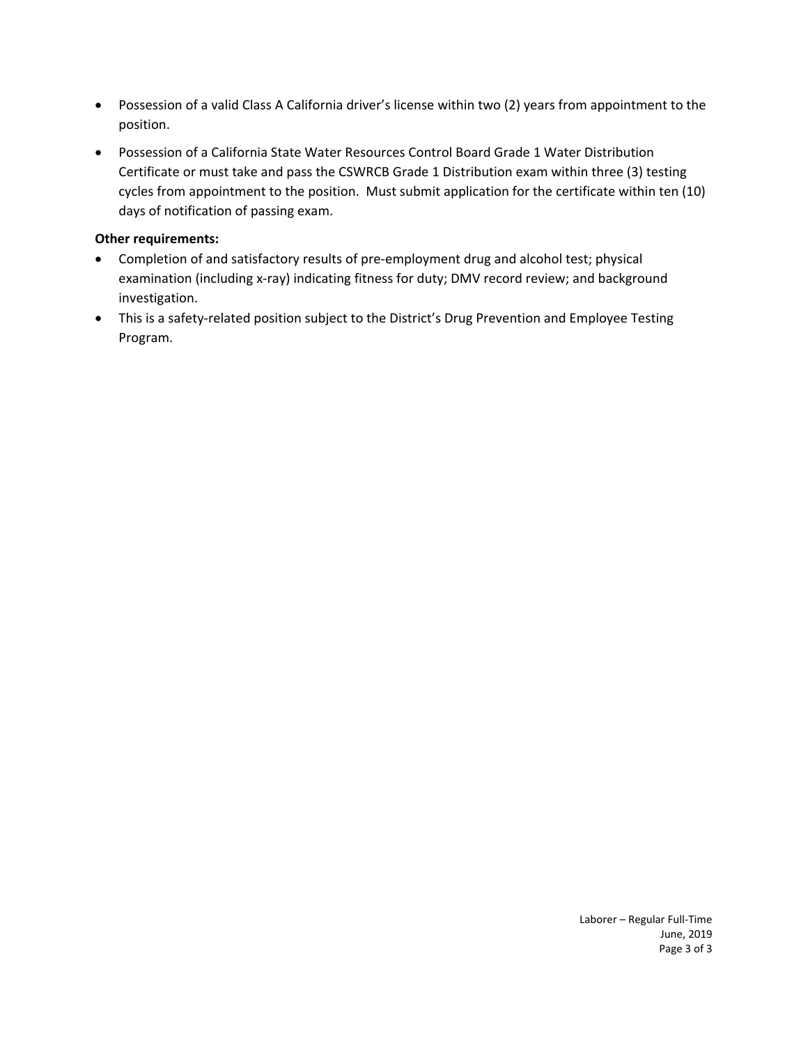- Possession of a valid Class A California driver's license within two (2) years from appointment to the position.
- Possession of a California State Water Resources Control Board Grade 1 Water Distribution Certificate or must take and pass the CSWRCB Grade 1 Distribution exam within three (3) testing cycles from appointment to the position. Must submit application for the certificate within ten (10) days of notification of passing exam.

**Other requirements:**

- Completion of and satisfactory results of pre-employment drug and alcohol test; physical examination (including x-ray) indicating fitness for duty; DMV record review; and background investigation.
- This is a safety-related position subject to the District's Drug Prevention and Employee Testing Program.